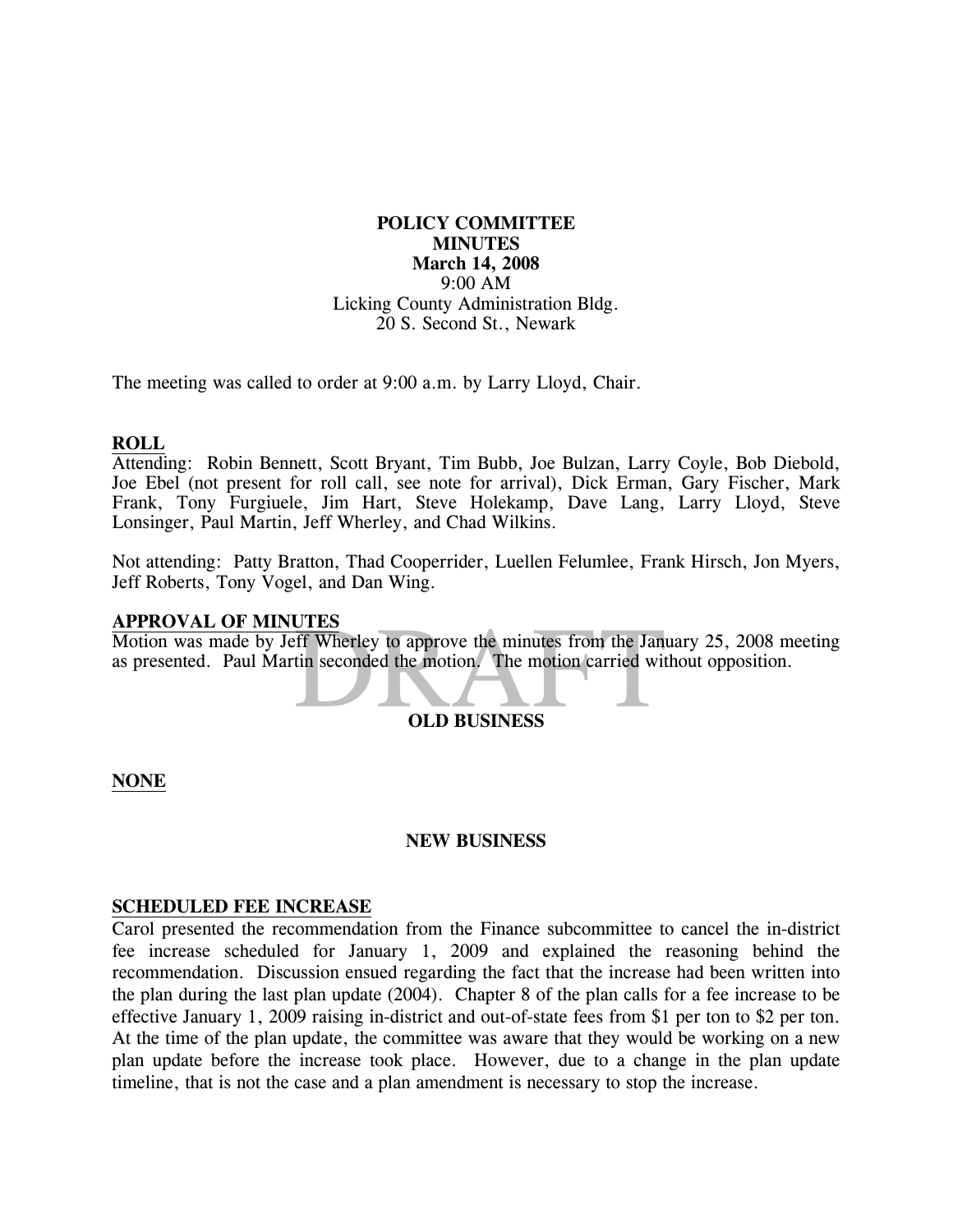**POLICY COMMITTEE**
**MINUTES**
**March 14, 2008**
9:00 AM
Licking County Administration Bldg.
20 S. Second St., Newark

The meeting was called to order at 9:00 a.m. by Larry Lloyd, Chair.

**ROLL**

Attending: Robin Bennett, Scott Bryant, Tim Bubb, Joe Bulzan, Larry Coyle, Bob Diebold, Joe Ebel (not present for roll call, see note for arrival), Dick Erman, Gary Fischer, Mark Frank, Tony Furgiuele, Jim Hart, Steve Holekamp, Dave Lang, Larry Lloyd, Steve Lonsinger, Paul Martin, Jeff Wherley, and Chad Wilkins.

Not attending: Patty Bratton, Thad Cooperrider, Luellen Felumlee, Frank Hirsch, Jon Myers, Jeff Roberts, Tony Vogel, and Dan Wing.

**APPROVAL OF MINUTES**

Motion was made by Jeff Wherley to approve the minutes from the January 25, 2008 meeting as presented. Paul Martin seconded the motion. The motion carried without opposition.

**OLD BUSINESS**

**NONE**

**NEW BUSINESS**

**SCHEDULED FEE INCREASE**

Carol presented the recommendation from the Finance subcommittee to cancel the in-district fee increase scheduled for January 1, 2009 and explained the reasoning behind the recommendation. Discussion ensued regarding the fact that the increase had been written into the plan during the last plan update (2004). Chapter 8 of the plan calls for a fee increase to be effective January 1, 2009 raising in-district and out-of-state fees from $1 per ton to $2 per ton. At the time of the plan update, the committee was aware that they would be working on a new plan update before the increase took place. However, due to a change in the plan update timeline, that is not the case and a plan amendment is necessary to stop the increase.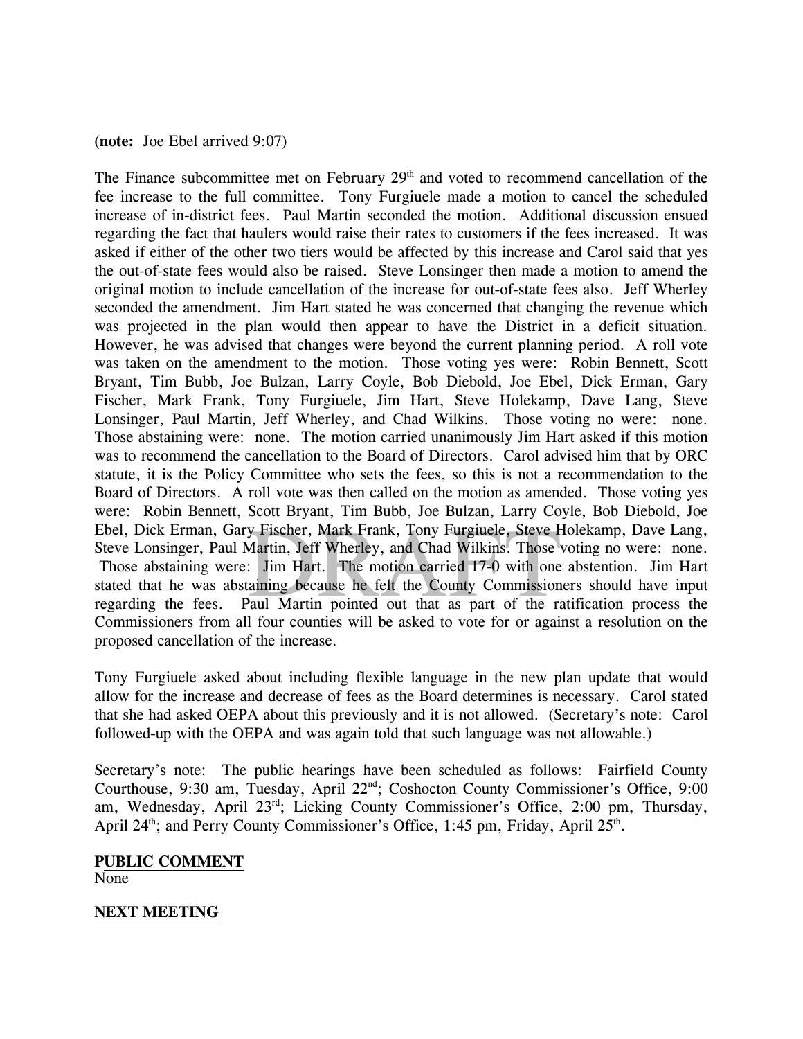(**note:** Joe Ebel arrived 9:07)

The Finance subcommittee met on February 29th and voted to recommend cancellation of the fee increase to the full committee. Tony Furgiuele made a motion to cancel the scheduled increase of in-district fees. Paul Martin seconded the motion. Additional discussion ensued regarding the fact that haulers would raise their rates to customers if the fees increased. It was asked if either of the other two tiers would be affected by this increase and Carol said that yes the out-of-state fees would also be raised. Steve Lonsinger then made a motion to amend the original motion to include cancellation of the increase for out-of-state fees also. Jeff Wherley seconded the amendment. Jim Hart stated he was concerned that changing the revenue which was projected in the plan would then appear to have the District in a deficit situation. However, he was advised that changes were beyond the current planning period. A roll vote was taken on the amendment to the motion. Those voting yes were: Robin Bennett, Scott Bryant, Tim Bubb, Joe Bulzan, Larry Coyle, Bob Diebold, Joe Ebel, Dick Erman, Gary Fischer, Mark Frank, Tony Furgiuele, Jim Hart, Steve Holekamp, Dave Lang, Steve Lonsinger, Paul Martin, Jeff Wherley, and Chad Wilkins. Those voting no were: none. Those abstaining were: none. The motion carried unanimously Jim Hart asked if this motion was to recommend the cancellation to the Board of Directors. Carol advised him that by ORC statute, it is the Policy Committee who sets the fees, so this is not a recommendation to the Board of Directors. A roll vote was then called on the motion as amended. Those voting yes were: Robin Bennett, Scott Bryant, Tim Bubb, Joe Bulzan, Larry Coyle, Bob Diebold, Joe Ebel, Dick Erman, Gary Fischer, Mark Frank, Tony Furgiuele, Steve Holekamp, Dave Lang, Steve Lonsinger, Paul Martin, Jeff Wherley, and Chad Wilkins. Those voting no were: none. Those abstaining were: Jim Hart. The motion carried 17-0 with one abstention. Jim Hart stated that he was abstaining because he felt the County Commissioners should have input regarding the fees. Paul Martin pointed out that as part of the ratification process the Commissioners from all four counties will be asked to vote for or against a resolution on the proposed cancellation of the increase.

Tony Furgiuele asked about including flexible language in the new plan update that would allow for the increase and decrease of fees as the Board determines is necessary. Carol stated that she had asked OEPA about this previously and it is not allowed. (Secretary's note: Carol followed-up with the OEPA and was again told that such language was not allowable.)

Secretary's note: The public hearings have been scheduled as follows: Fairfield County Courthouse, 9:30 am, Tuesday, April 22nd; Coshocton County Commissioner's Office, 9:00 am, Wednesday, April 23rd; Licking County Commissioner's Office, 2:00 pm, Thursday, April 24th; and Perry County Commissioner's Office, 1:45 pm, Friday, April 25th.

**PUBLIC COMMENT**

None

**NEXT MEETING**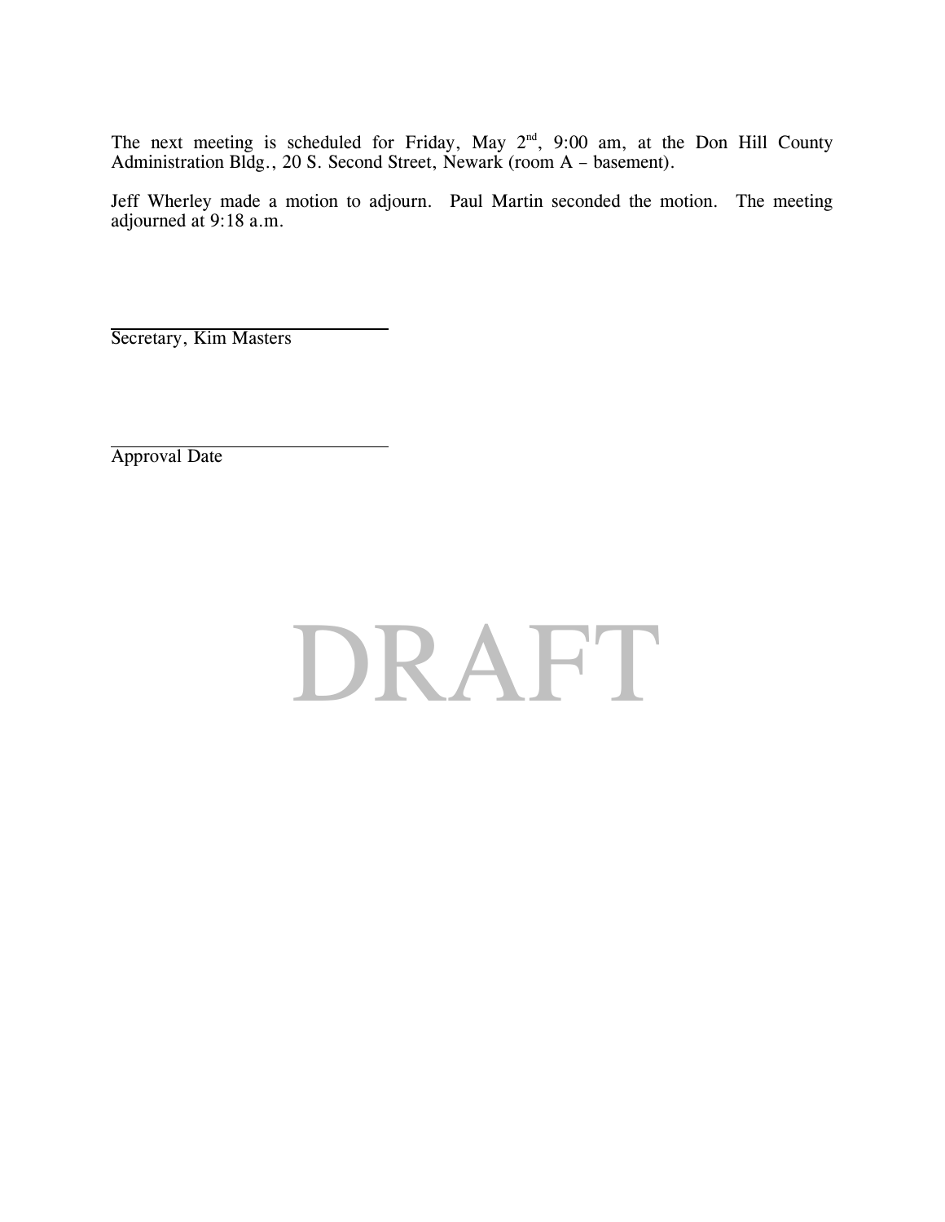The next meeting is scheduled for Friday, May 2nd, 9:00 am, at the Don Hill County Administration Bldg., 20 S. Second Street, Newark (room A – basement).

Jeff Wherley made a motion to adjourn. Paul Martin seconded the motion. The meeting adjourned at 9:18 a.m.

\_\_\_\_\_\_\_\_\_\_\_\_\_\_\_\_\_\_\_\_\_\_\_\_\_\_\_\_\_\_

Secretary, Kim Masters

\_\_\_\_\_\_\_\_\_\_\_\_\_\_\_\_\_\_\_\_\_\_\_\_\_\_\_\_\_\_

Approval Date

DRAFT